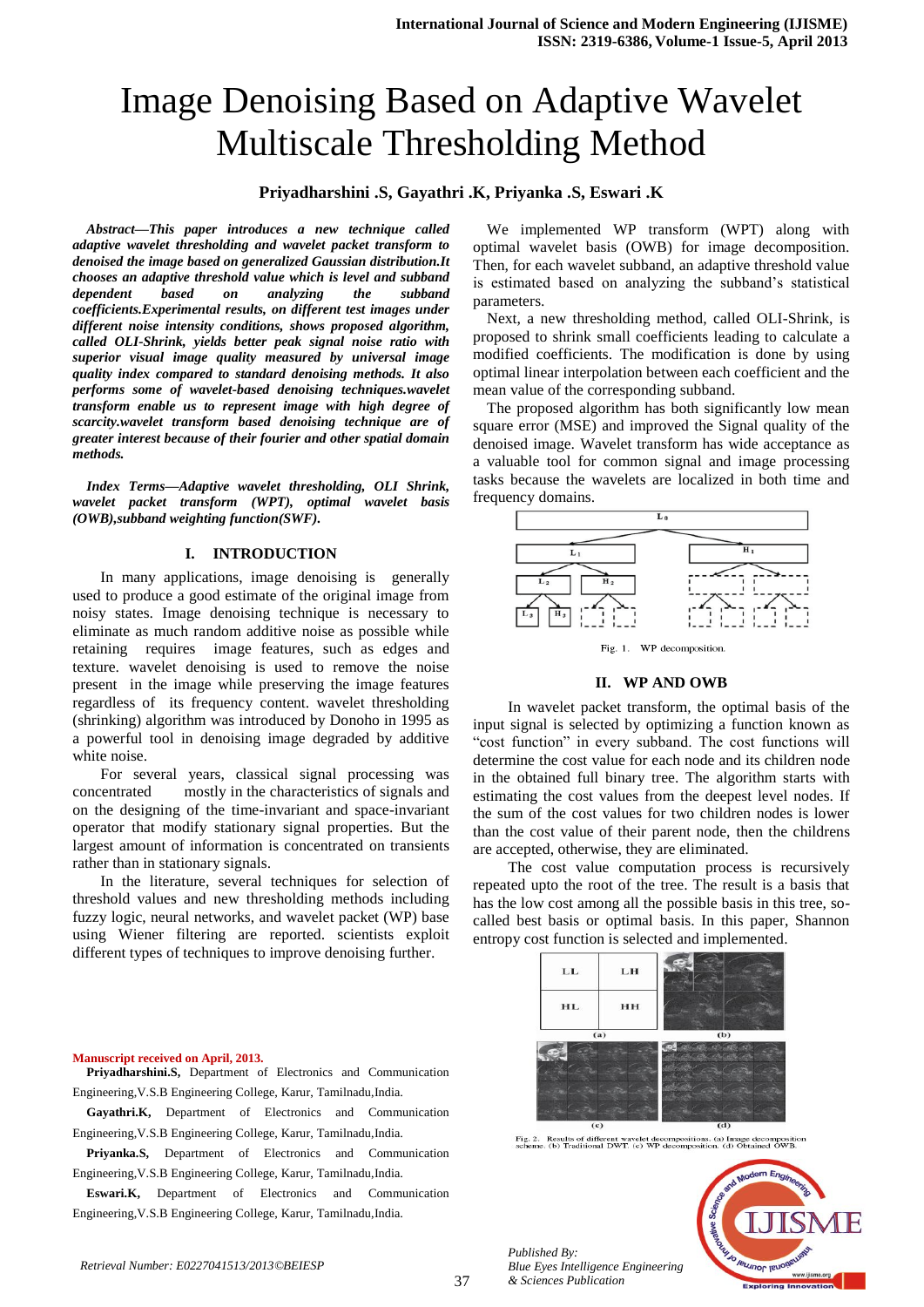# Image Denoising Based on Adaptive Wavelet Multiscale Thresholding Method

**Priyadharshini .S, Gayathri .K, Priyanka .S, Eswari .K**

***Abstract*—*This paper introduces a new technique called adaptive wavelet thresholding and wavelet packet transform to denoised the image based on generalized Gaussian distribution.It chooses an adaptive threshold value which is level and subband dependent based on analyzing the subband coefficients.Experimental results, on different test images under different noise intensity conditions, shows proposed algorithm, called OLI-Shrink, yields better peak signal noise ratio with superior visual image quality measured by universal image quality index compared to standard denoising methods. It also performs some of wavelet-based denoising techniques.wavelet transform enable us to represent image with high degree of scarcity.wavelet transform based denoising technique are of greater interest because of their fourier and other spatial domain methods.***

***Index Terms*—*Adaptive wavelet thresholding, OLI Shrink, wavelet packet transform (WPT), optimal wavelet basis (OWB),subband weighting function(SWF).***

## I. INTRODUCTION

In many applications, image denoising is generally used to produce a good estimate of the original image from noisy states. Image denoising technique is necessary to eliminate as much random additive noise as possible while retaining requires image features, such as edges and texture. wavelet denoising is used to remove the noise present in the image while preserving the image features regardless of its frequency content. wavelet thresholding (shrinking) algorithm was introduced by Donoho in 1995 as a powerful tool in denoising image degraded by additive white noise.

For several years, classical signal processing was concentrated mostly in the characteristics of signals and on the designing of the time-invariant and space-invariant operator that modify stationary signal properties. But the largest amount of information is concentrated on transients rather than in stationary signals.

In the literature, several techniques for selection of threshold values and new thresholding methods including fuzzy logic, neural networks, and wavelet packet (WP) base using Wiener filtering are reported. scientists exploit different types of techniques to improve denoising further.

Manuscript received on April, 2013.

**Priyadharshini.S,** Department of Electronics and Communication Engineering,V.S.B Engineering College, Karur, Tamilnadu,India.

**Gayathri.K,** Department of Electronics and Communication Engineering,V.S.B Engineering College, Karur, Tamilnadu,India.

**Priyanka.S,** Department of Electronics and Communication Engineering,V.S.B Engineering College, Karur, Tamilnadu,India.

**Eswari.K,** Department of Electronics and Communication Engineering,V.S.B Engineering College, Karur, Tamilnadu,India.

We implemented WP transform (WPT) along with optimal wavelet basis (OWB) for image decomposition. Then, for each wavelet subband, an adaptive threshold value is estimated based on analyzing the subband's statistical parameters.

Next, a new thresholding method, called OLI-Shrink, is proposed to shrink small coefficients leading to calculate a modified coefficients. The modification is done by using optimal linear interpolation between each coefficient and the mean value of the corresponding subband.

The proposed algorithm has both significantly low mean square error (MSE) and improved the Signal quality of the denoised image. Wavelet transform has wide acceptance as a valuable tool for common signal and image processing tasks because the wavelets are localized in both time and frequency domains.

Fig. 1. WP decomposition.

## II. WP AND OWB

In wavelet packet transform, the optimal basis of the input signal is selected by optimizing a function known as "cost function" in every subband. The cost functions will determine the cost value for each node and its children node in the obtained full binary tree. The algorithm starts with estimating the cost values from the deepest level nodes. If the sum of the cost values for two children nodes is lower than the cost value of their parent node, then the childrens are accepted, otherwise, they are eliminated.

The cost value computation process is recursively repeated upto the root of the tree. The result is a basis that has the low cost among all the possible basis in this tree, so-called best basis or optimal basis. In this paper, Shannon entropy cost function is selected and implemented.

Fig. 2. Results of different wavelet decompositions. (a) Image decomposition scheme. (b) Traditional DWT. (c) WP decomposition. (d) Obtained OWB.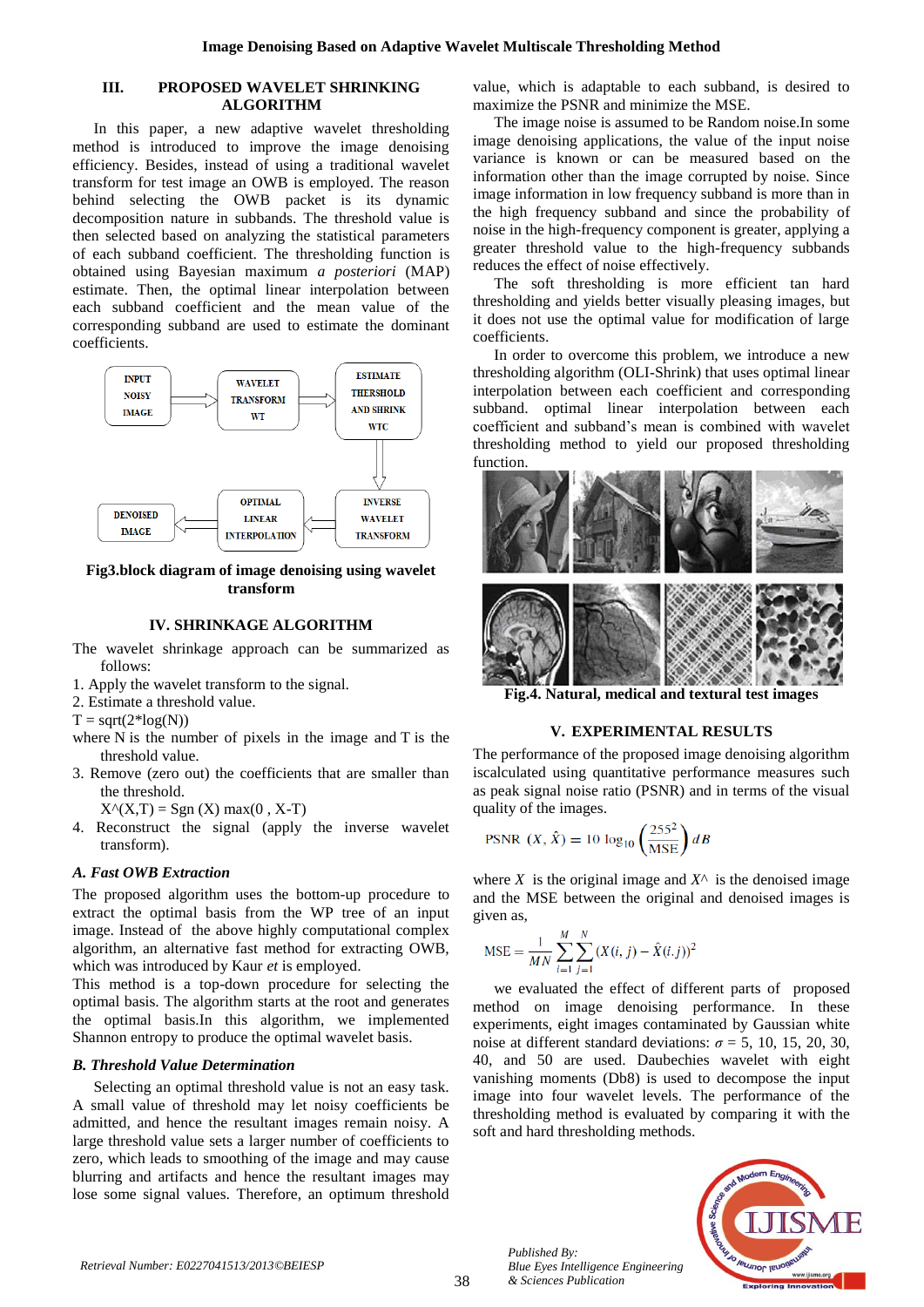## III. PROPOSED WAVELET SHRINKING ALGORITHM

In this paper, a new adaptive wavelet thresholding method is introduced to improve the image denoising efficiency. Besides, instead of using a traditional wavelet transform for test image an OWB is employed. The reason behind selecting the OWB packet is its dynamic decomposition nature in subbands. The threshold value is then selected based on analyzing the statistical parameters of each subband coefficient. The thresholding function is obtained using Bayesian maximum *a posteriori* (MAP) estimate. Then, the optimal linear interpolation between each subband coefficient and the mean value of the corresponding subband are used to estimate the dominant coefficients.

Fig3.block diagram of image denoising using wavelet transform

## IV. SHRINKAGE ALGORITHM

The wavelet shrinkage approach can be summarized as follows:

1. Apply the wavelet transform to the signal.
2. Estimate a threshold value.

   T = sqrt(2*log(N))

   where N is the number of pixels in the image and T is the threshold value.
3. Remove (zero out) the coefficients that are smaller than the threshold.

   X^(X,T) = Sgn (X) max(0 , X-T)
4. Reconstruct the signal (apply the inverse wavelet transform).

### *A. Fast OWB Extraction*

The proposed algorithm uses the bottom-up procedure to extract the optimal basis from the WP tree of an input image. Instead of the above highly computational complex algorithm, an alternative fast method for extracting OWB, which was introduced by Kaur *et* is employed.

This method is a top-down procedure for selecting the optimal basis. The algorithm starts at the root and generates the optimal basis.In this algorithm, we implemented Shannon entropy to produce the optimal wavelet basis.

### *B. Threshold Value Determination*

Selecting an optimal threshold value is not an easy task. A small value of threshold may let noisy coefficients be admitted, and hence the resultant images remain noisy. A large threshold value sets a larger number of coefficients to zero, which leads to smoothing of the image and may cause blurring and artifacts and hence the resultant images may lose some signal values. Therefore, an optimum threshold value, which is adaptable to each subband, is desired to maximize the PSNR and minimize the MSE.

The image noise is assumed to be Random noise.In some image denoising applications, the value of the input noise variance is known or can be measured based on the information other than the image corrupted by noise. Since image information in low frequency subband is more than in the high frequency subband and since the probability of noise in the high-frequency component is greater, applying a greater threshold value to the high-frequency subbands reduces the effect of noise effectively.

The soft thresholding is more efficient tan hard thresholding and yields better visually pleasing images, but it does not use the optimal value for modification of large coefficients.

In order to overcome this problem, we introduce a new thresholding algorithm (OLI-Shrink) that uses optimal linear interpolation between each coefficient and corresponding subband. optimal linear interpolation between each coefficient and subband's mean is combined with wavelet thresholding method to yield our proposed thresholding function.

Fig.4. Natural, medical and textural test images

## V. EXPERIMENTAL RESULTS

The performance of the proposed image denoising algorithm iscalculated using quantitative performance measures such as peak signal noise ratio (PSNR) and in terms of the visual quality of the images.

$$\text{PSNR}\ (X, \hat{X}) = 10 \log_{10}\left(\frac{255^2}{\text{MSE}}\right) dB$$

where $X$ is the original image and $X$^ is the denoised image and the MSE between the original and denoised images is given as,

$$\text{MSE} = \frac{1}{MN}\sum_{i=1}^{M}\sum_{j=1}^{N}(X(i,j) - \hat{X}(i,j))^2$$

we evaluated the effect of different parts of proposed method on image denoising performance. In these experiments, eight images contaminated by Gaussian white noise at different standard deviations: $\sigma$ = 5, 10, 15, 20, 30, 40, and 50 are used. Daubechies wavelet with eight vanishing moments (Db8) is used to decompose the input image into four wavelet levels. The performance of the thresholding method is evaluated by comparing it with the soft and hard thresholding methods.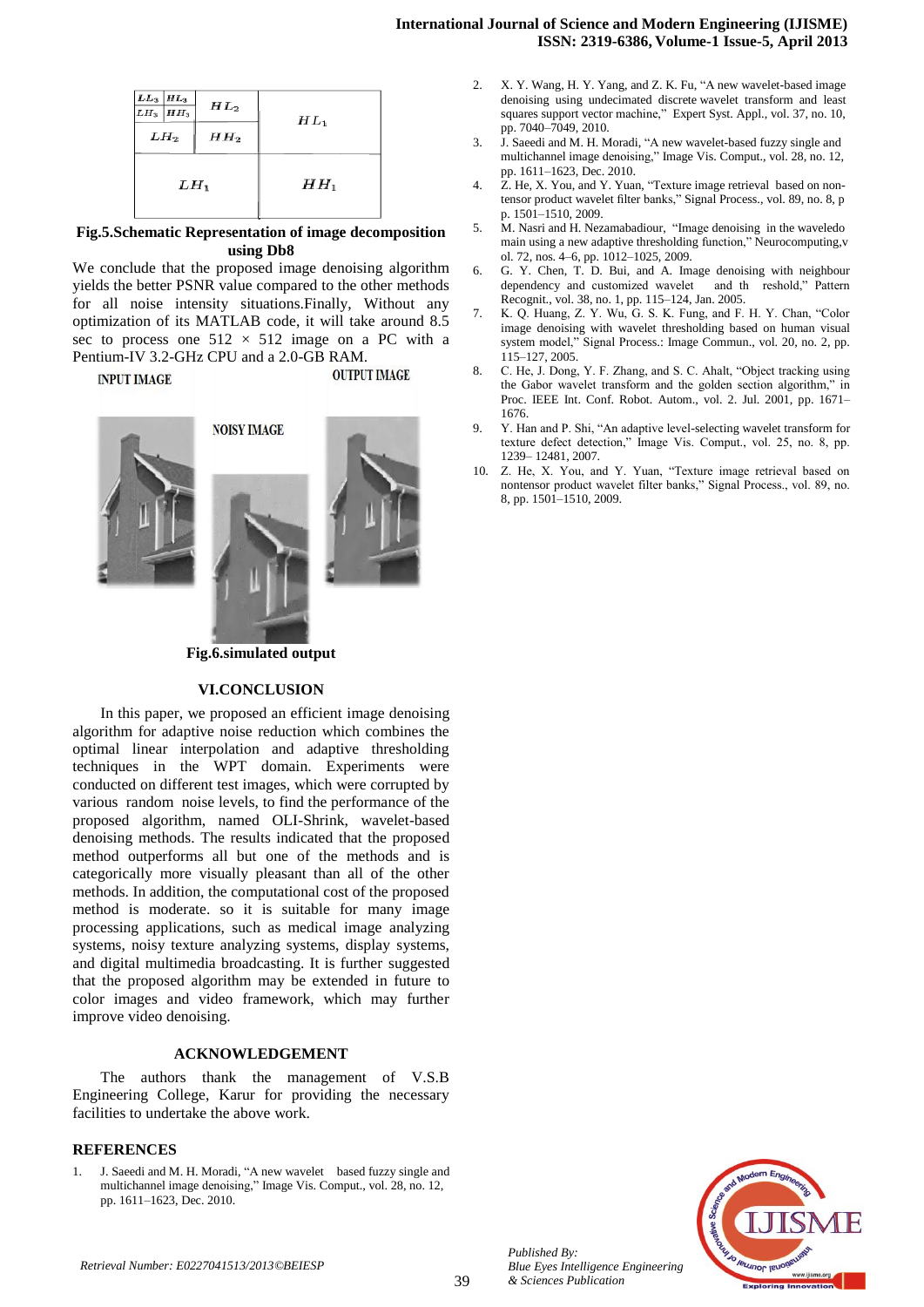Fig.5.Schematic Representation of image decomposition using Db8

We conclude that the proposed image denoising algorithm yields the better PSNR value compared to the other methods for all noise intensity situations.Finally, Without any optimization of its MATLAB code, it will take around 8.5 sec to process one 512 × 512 image on a PC with a Pentium-IV 3.2-GHz CPU and a 2.0-GB RAM.

INPUT IMAGE

NOISY IMAGE

OUTPUT IMAGE

Fig.6.simulated output

## VI.CONCLUSION

In this paper, we proposed an efficient image denoising algorithm for adaptive noise reduction which combines the optimal linear interpolation and adaptive thresholding techniques in the WPT domain. Experiments were conducted on different test images, which were corrupted by various random noise levels, to find the performance of the proposed algorithm, named OLI-Shrink, wavelet-based denoising methods. The results indicated that the proposed method outperforms all but one of the methods and is categorically more visually pleasant than all of the other methods. In addition, the computational cost of the proposed method is moderate. so it is suitable for many image processing applications, such as medical image analyzing systems, noisy texture analyzing systems, display systems, and digital multimedia broadcasting. It is further suggested that the proposed algorithm may be extended in future to color images and video framework, which may further improve video denoising.

## ACKNOWLEDGEMENT

The authors thank the management of V.S.B Engineering College, Karur for providing the necessary facilities to undertake the above work.

## REFERENCES

1. J. Saeedi and M. H. Moradi, "A new wavelet based fuzzy single and multichannel image denoising," Image Vis. Comput., vol. 28, no. 12, pp. 1611–1623, Dec. 2010.
2. X. Y. Wang, H. Y. Yang, and Z. K. Fu, "A new wavelet-based image denoising using undecimated discrete wavelet transform and least squares support vector machine," Expert Syst. Appl., vol. 37, no. 10, pp. 7040–7049, 2010.
3. J. Saeedi and M. H. Moradi, "A new wavelet-based fuzzy single and multichannel image denoising," Image Vis. Comput., vol. 28, no. 12, pp. 1611–1623, Dec. 2010.
4. Z. He, X. You, and Y. Yuan, "Texture image retrieval based on non-tensor product wavelet filter banks," Signal Process., vol. 89, no. 8, p p. 1501–1510, 2009.
5. M. Nasri and H. Nezamabadiour, "Image denoising in the waveledo main using a new adaptive thresholding function," Neurocomputing,v ol. 72, nos. 4–6, pp. 1012–1025, 2009.
6. G. Y. Chen, T. D. Bui, and A. Image denoising with neighbour dependency and customized wavelet and th reshold," Pattern Recognit., vol. 38, no. 1, pp. 115–124, Jan. 2005.
7. K. Q. Huang, Z. Y. Wu, G. S. K. Fung, and F. H. Y. Chan, "Color image denoising with wavelet thresholding based on human visual system model," Signal Process.: Image Commun., vol. 20, no. 2, pp. 115–127, 2005.
8. C. He, J. Dong, Y. F. Zhang, and S. C. Ahalt, "Object tracking using the Gabor wavelet transform and the golden section algorithm," in Proc. IEEE Int. Conf. Robot. Autom., vol. 2. Jul. 2001, pp. 1671–1676.
9. Y. Han and P. Shi, "An adaptive level-selecting wavelet transform for texture defect detection," Image Vis. Comput., vol. 25, no. 8, pp. 1239– 12481, 2007.
10. Z. He, X. You, and Y. Yuan, "Texture image retrieval based on nontensor product wavelet filter banks," Signal Process., vol. 89, no. 8, pp. 1501–1510, 2009.